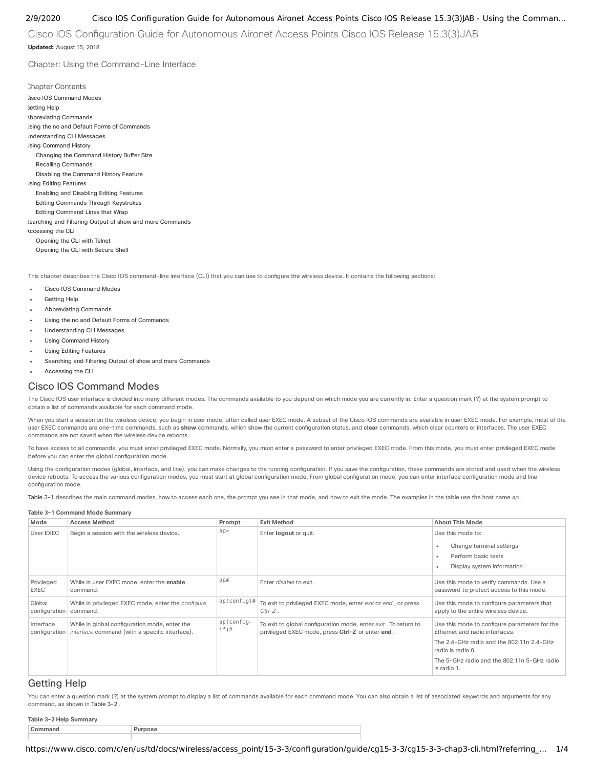# Cisco IOS Configuration Guide for Autonomous Aironet Access Points Cisco IOS Release 15.3(3)JAB

**Updated:** August 15, 2018

## Chapter: Using the Command-Line Interface

Chapter Contents

- Cisco IOS Command Modes
- Getting Help
- Abbreviating Commands
- Using the no and Default Forms of Commands
- Understanding CLI Messages
- Using Command History
  - Changing the Command History Buffer Size
  - Recalling Commands
  - Disabling the Command History Feature
- Using Editing Features
  - Enabling and Disabling Editing Features
  - Editing Commands Through Keystrokes
  - Editing Command Lines that Wrap
- Searching and Filtering Output of show and more Commands
- Accessing the CLI
  - Opening the CLI with Telnet
  - Opening the CLI with Secure Shell

This chapter describes the Cisco IOS command-line interface (CLI) that you can use to configure the wireless device. It contains the following sections:

- Cisco IOS Command Modes
- Getting Help
- Abbreviating Commands
- Using the no and Default Forms of Commands
- Understanding CLI Messages
- Using Command History
- Using Editing Features
- Searching and Filtering Output of show and more Commands
- Accessing the CLI

## Cisco IOS Command Modes

The Cisco IOS user interface is divided into many different modes. The commands available to you depend on which mode you are currently in. Enter a question mark (?) at the system prompt to obtain a list of commands available for each command mode.

When you start a session on the wireless device, you begin in user mode, often called user EXEC mode. A subset of the Cisco IOS commands are available in user EXEC mode. For example, most of the user EXEC commands are one-time commands, such as **show** commands, which show the current configuration status, and **clear** commands, which clear counters or interfaces. The user EXEC commands are not saved when the wireless device reboots.

To have access to all commands, you must enter privileged EXEC mode. Normally, you must enter a password to enter privileged EXEC mode. From this mode, you must enter privileged EXEC mode before you can enter the global configuration mode.

Using the configuration modes (global, interface, and line), you can make changes to the running configuration. If you save the configuration, these commands are stored and used when the wireless device reboots. To access the various configuration modes, you must start at global configuration mode. From global configuration mode, you can enter interface configuration mode and line configuration mode.

Table 3-1 describes the main command modes, how to access each one, the prompt you see in that mode, and how to exit the mode. The examples in the table use the host name *ap* .

**Table 3-1 Command Mode Summary**

| Mode | Access Method | Prompt | Exit Method | About This Mode |
|---|---|---|---|---|
| User EXEC | Begin a session with the wireless device. | `ap>` | Enter **logout** or quit. | Use this mode to:<br>• Change terminal settings<br>• Perform basic tests<br>• Display system information |
| Privileged EXEC | While in user EXEC mode, enter the **enable** command. | `ap#` | Enter *disable* to exit. | Use this mode to verify commands. Use a password to protect access to this mode. |
| Global configuration | While in privileged EXEC mode, enter the *configure* command. | `ap(config)#` | To exit to privileged EXEC mode, enter *exit* or *end* , or press *Ctrl-Z* . | Use this mode to configure parameters that apply to the entire wireless device. |
| Interface configuration | While in global configuration mode, enter the *interface* command (with a specific interface). | `ap(config-if)#` | To exit to global configuration mode, enter *exit* . To return to privileged EXEC mode, press **Ctrl-Z** or enter **end** . | Use this mode to configure parameters for the Ethernet and radio interfaces.<br>The 2.4-GHz radio and the 802.11n 2.4-GHz radio is radio 0,<br>The 5-GHz radio and the 802.11n 5-GHz radio is radio 1. |

## Getting Help

You can enter a question mark (?) at the system prompt to display a list of commands available for each command mode. You can also obtain a list of associated keywords and arguments for any command, as shown in Table 3-2 .

**Table 3-2 Help Summary**

| Command | Purpose |
|---|---|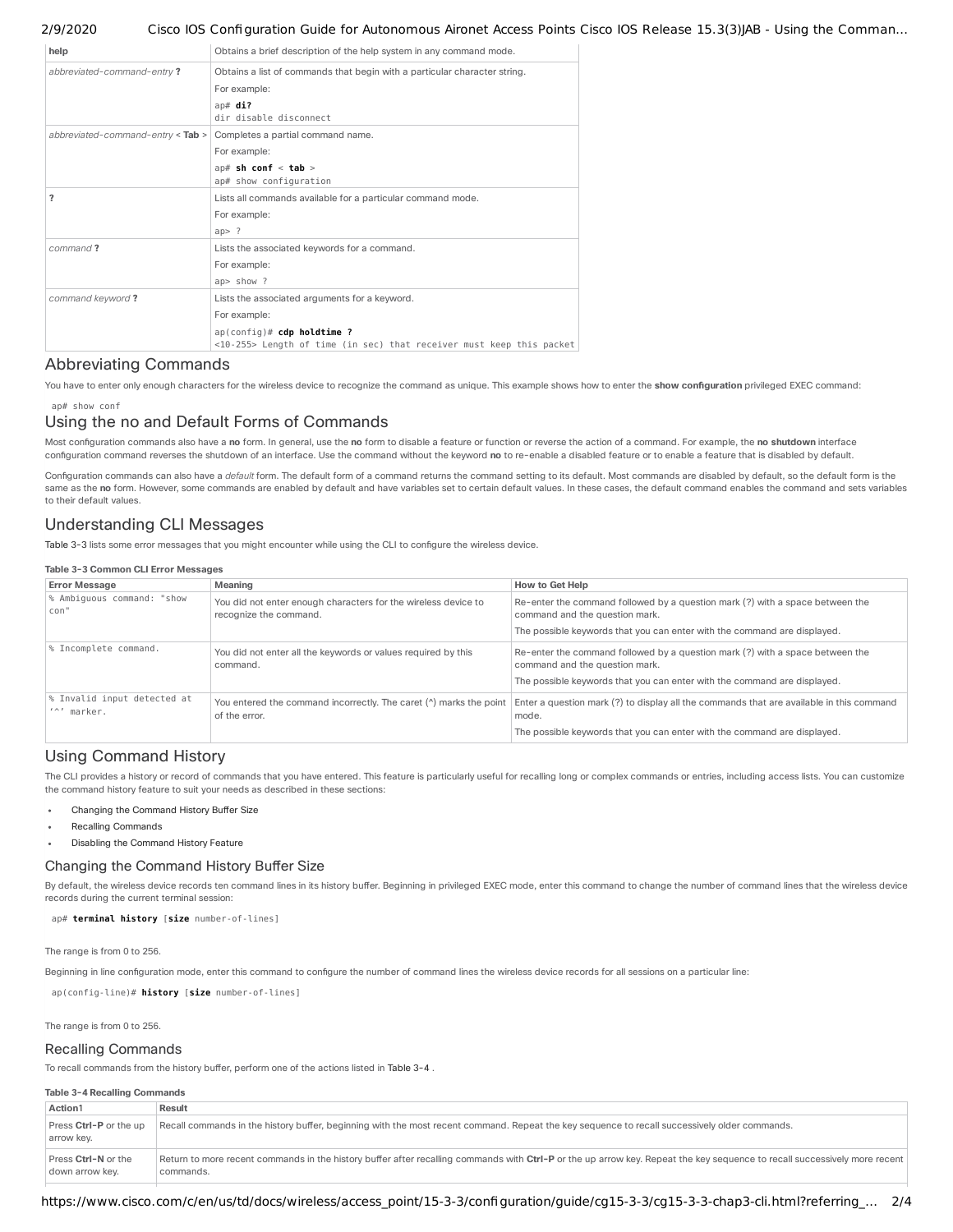| help | Obtains a brief description of the help system in any command mode. |
| --- | --- |
| *abbreviated-command-entry* **?** | Obtains a list of commands that begin with a particular character string.<br>For example:<br>`ap# di?`<br>`dir disable disconnect` |
| *abbreviated-command-entry* < **Tab** > | Completes a partial command name.<br>For example:<br>`ap# sh conf < tab >`<br>`ap# show configuration` |
| **?** | Lists all commands available for a particular command mode.<br>For example:<br>`ap> ?` |
| *command* **?** | Lists the associated keywords for a command.<br>For example:<br>`ap> show ?` |
| *command keyword* **?** | Lists the associated arguments for a keyword.<br>For example:<br>`ap(config)# cdp holdtime ?`<br>`<10-255> Length of time (in sec) that receiver must keep this packet` |

## Abbreviating Commands

You have to enter only enough characters for the wireless device to recognize the command as unique. This example shows how to enter the **show configuration** privileged EXEC command:

```
ap# show conf
```

## Using the no and Default Forms of Commands

Most configuration commands also have a **no** form. In general, use the **no** form to disable a feature or function or reverse the action of a command. For example, the **no shutdown** interface configuration command reverses the shutdown of an interface. Use the command without the keyword **no** to re-enable a disabled feature or to enable a feature that is disabled by default.

Configuration commands can also have a *default* form. The default form of a command returns the command setting to its default. Most commands are disabled by default, so the default form is the same as the **no** form. However, some commands are enabled by default and have variables set to certain default values. In these cases, the default command enables the command and sets variables to their default values.

## Understanding CLI Messages

Table 3-3 lists some error messages that you might encounter while using the CLI to configure the wireless device.

**Table 3-3 Common CLI Error Messages**

| Error Message | Meaning | How to Get Help |
| --- | --- | --- |
| `% Ambiguous command: "show con"` | You did not enter enough characters for the wireless device to recognize the command. | Re-enter the command followed by a question mark (?) with a space between the command and the question mark.<br>The possible keywords that you can enter with the command are displayed. |
| `% Incomplete command.` | You did not enter all the keywords or values required by this command. | Re-enter the command followed by a question mark (?) with a space between the command and the question mark.<br>The possible keywords that you can enter with the command are displayed. |
| `% Invalid input detected at '^' marker.` | You entered the command incorrectly. The caret (^) marks the point of the error. | Enter a question mark (?) to display all the commands that are available in this command mode.<br>The possible keywords that you can enter with the command are displayed. |

## Using Command History

The CLI provides a history or record of commands that you have entered. This feature is particularly useful for recalling long or complex commands or entries, including access lists. You can customize the command history feature to suit your needs as described in these sections:

- Changing the Command History Buffer Size
- Recalling Commands
- Disabling the Command History Feature

### Changing the Command History Buffer Size

By default, the wireless device records ten command lines in its history buffer. Beginning in privileged EXEC mode, enter this command to change the number of command lines that the wireless device records during the current terminal session:

```
ap# terminal history [size number-of-lines]
```

The range is from 0 to 256.

Beginning in line configuration mode, enter this command to configure the number of command lines the wireless device records for all sessions on a particular line:

```
ap(config-line)# history [size number-of-lines]
```

The range is from 0 to 256.

### Recalling Commands

To recall commands from the history buffer, perform one of the actions listed in Table 3-4 .

**Table 3-4 Recalling Commands**

| Action1 | Result |
| --- | --- |
| Press **Ctrl-P** or the up arrow key. | Recall commands in the history buffer, beginning with the most recent command. Repeat the key sequence to recall successively older commands. |
| Press **Ctrl-N** or the down arrow key. | Return to more recent commands in the history buffer after recalling commands with **Ctrl-P** or the up arrow key. Repeat the key sequence to recall successively more recent commands. |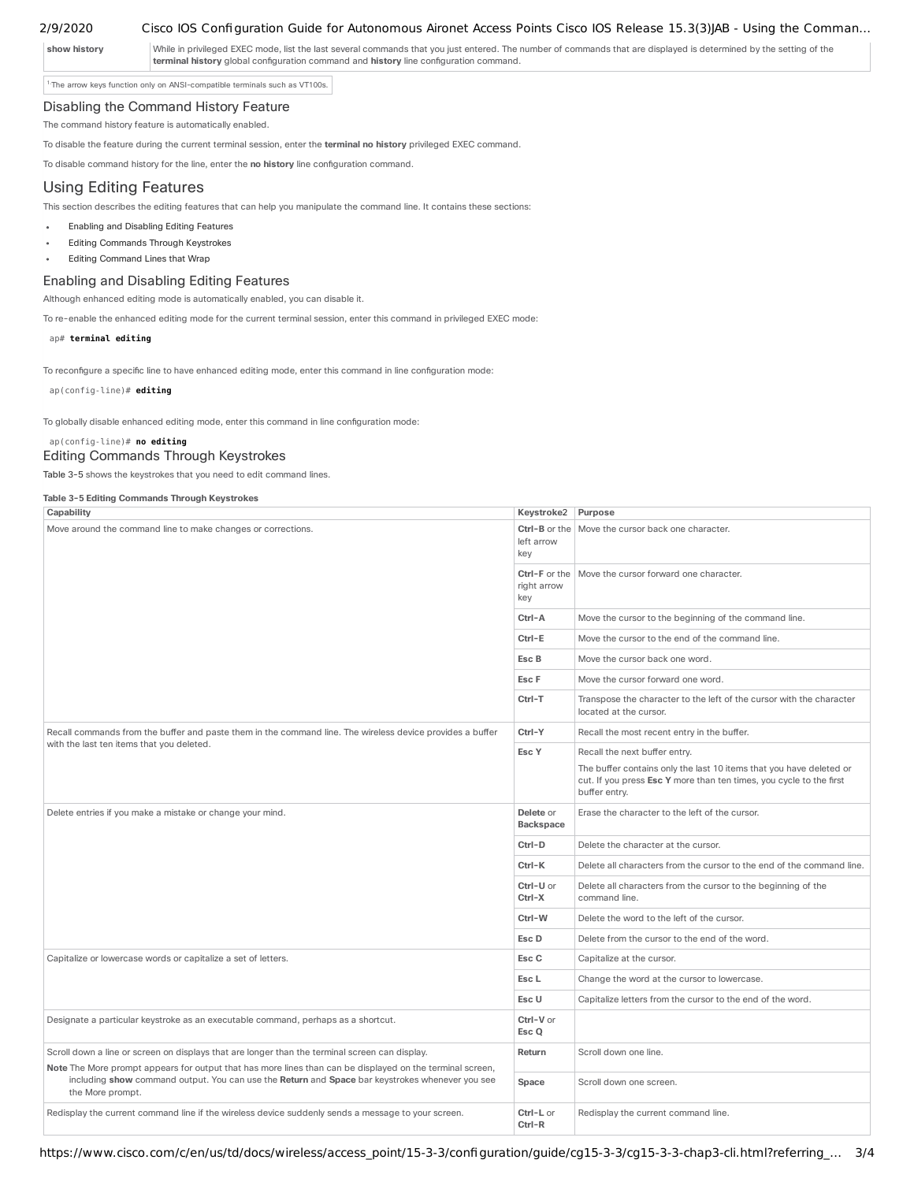| show history | While in privileged EXEC mode, list the last several commands that you just entered. The number of commands that are displayed is determined by the setting of the **terminal history** global configuration command and **history** line configuration command. |
|---|---|

[1] The arrow keys function only on ANSI-compatible terminals such as VT100s.

### Disabling the Command History Feature

The command history feature is automatically enabled.

To disable the feature during the current terminal session, enter the **terminal no history** privileged EXEC command.

To disable command history for the line, enter the **no history** line configuration command.

## Using Editing Features

This section describes the editing features that can help you manipulate the command line. It contains these sections:

- Enabling and Disabling Editing Features
- Editing Commands Through Keystrokes
- Editing Command Lines that Wrap

### Enabling and Disabling Editing Features

Although enhanced editing mode is automatically enabled, you can disable it.

To re-enable the enhanced editing mode for the current terminal session, enter this command in privileged EXEC mode:

```
ap# terminal editing
```

To reconfigure a specific line to have enhanced editing mode, enter this command in line configuration mode:

```
ap(config-line)# editing
```

To globally disable enhanced editing mode, enter this command in line configuration mode:

```
ap(config-line)# no editing
```

### Editing Commands Through Keystrokes

Table 3-5 shows the keystrokes that you need to edit command lines.

**Table 3-5 Editing Commands Through Keystrokes**

| Capability | Keystroke2 | Purpose |
|---|---|---|
| Move around the command line to make changes or corrections. | **Ctrl-B** or the left arrow key | Move the cursor back one character. |
| | **Ctrl-F** or the right arrow key | Move the cursor forward one character. |
| | **Ctrl-A** | Move the cursor to the beginning of the command line. |
| | **Ctrl-E** | Move the cursor to the end of the command line. |
| | **Esc B** | Move the cursor back one word. |
| | **Esc F** | Move the cursor forward one word. |
| | **Ctrl-T** | Transpose the character to the left of the cursor with the character located at the cursor. |
| Recall commands from the buffer and paste them in the command line. The wireless device provides a buffer with the last ten items that you deleted. | **Ctrl-Y** | Recall the most recent entry in the buffer. |
| | **Esc Y** | Recall the next buffer entry. The buffer contains only the last 10 items that you have deleted or cut. If you press **Esc Y** more than ten times, you cycle to the first buffer entry. |
| Delete entries if you make a mistake or change your mind. | **Delete** or **Backspace** | Erase the character to the left of the cursor. |
| | **Ctrl-D** | Delete the character at the cursor. |
| | **Ctrl-K** | Delete all characters from the cursor to the end of the command line. |
| | **Ctrl-U** or **Ctrl-X** | Delete all characters from the cursor to the beginning of the command line. |
| | **Ctrl-W** | Delete the word to the left of the cursor. |
| | **Esc D** | Delete from the cursor to the end of the word. |
| Capitalize or lowercase words or capitalize a set of letters. | **Esc C** | Capitalize at the cursor. |
| | **Esc L** | Change the word at the cursor to lowercase. |
| | **Esc U** | Capitalize letters from the cursor to the end of the word. |
| Designate a particular keystroke as an executable command, perhaps as a shortcut. | **Ctrl-V** or **Esc Q** | |
| Scroll down a line or screen on displays that are longer than the terminal screen can display. **Note** The More prompt appears for output that has more lines than can be displayed on the terminal screen, including **show** command output. You can use the **Return** and **Space** bar keystrokes whenever you see the More prompt. | **Return** | Scroll down one line. |
| | **Space** | Scroll down one screen. |
| Redisplay the current command line if the wireless device suddenly sends a message to your screen. | **Ctrl-L** or **Ctrl-R** | Redisplay the current command line. |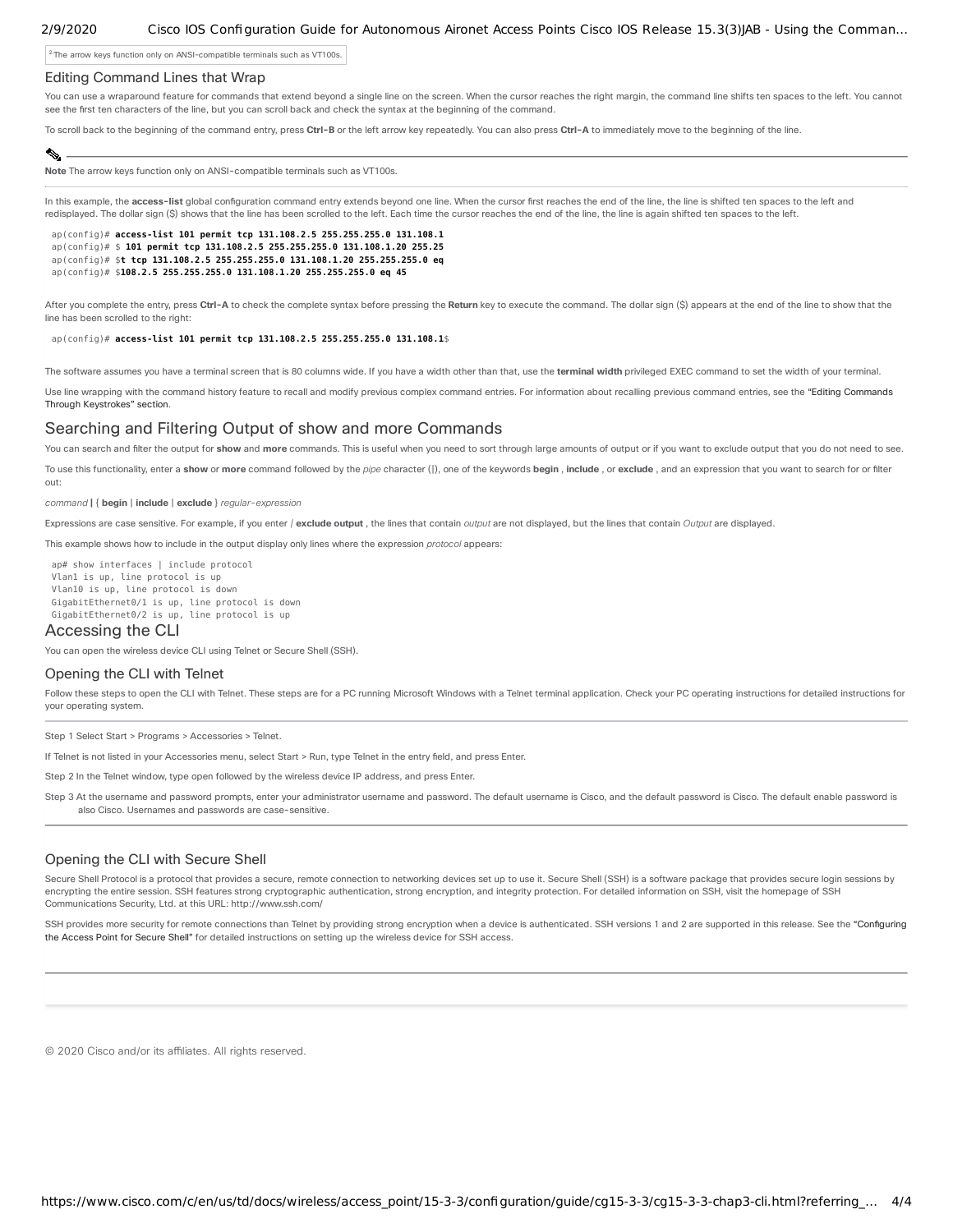[2] The arrow keys function only on ANSI-compatible terminals such as VT100s.

## Editing Command Lines that Wrap

You can use a wraparound feature for commands that extend beyond a single line on the screen. When the cursor reaches the right margin, the command line shifts ten spaces to the left. You cannot see the first ten characters of the line, but you can scroll back and check the syntax at the beginning of the command.

To scroll back to the beginning of the command entry, press **Ctrl-B** or the left arrow key repeatedly. You can also press **Ctrl-A** to immediately move to the beginning of the line.

---

**Note** The arrow keys function only on ANSI-compatible terminals such as VT100s.

---

In this example, the **access-list** global configuration command entry extends beyond one line. When the cursor first reaches the end of the line, the line is shifted ten spaces to the left and redisplayed. The dollar sign ($) shows that the line has been scrolled to the left. Each time the cursor reaches the end of the line, the line is again shifted ten spaces to the left.

```
ap(config)# access-list 101 permit tcp 131.108.2.5 255.255.255.0 131.108.1
ap(config)# $ 101 permit tcp 131.108.2.5 255.255.255.0 131.108.1.20 255.25
ap(config)# $t tcp 131.108.2.5 255.255.255.0 131.108.1.20 255.255.255.0 eq
ap(config)# $108.2.5 255.255.255.0 131.108.1.20 255.255.255.0 eq 45
```

After you complete the entry, press **Ctrl-A** to check the complete syntax before pressing the **Return** key to execute the command. The dollar sign ($) appears at the end of the line to show that the line has been scrolled to the right:

```
ap(config)# access-list 101 permit tcp 131.108.2.5 255.255.255.0 131.108.1$
```

The software assumes you have a terminal screen that is 80 columns wide. If you have a width other than that, use the **terminal width** privileged EXEC command to set the width of your terminal.

Use line wrapping with the command history feature to recall and modify previous complex command entries. For information about recalling previous command entries, see the "Editing Commands Through Keystrokes" section.

## Searching and Filtering Output of show and more Commands

You can search and filter the output for **show** and **more** commands. This is useful when you need to sort through large amounts of output or if you want to exclude output that you do not need to see.

To use this functionality, enter a **show** or **more** command followed by the *pipe* character (|), one of the keywords **begin** , **include** , or **exclude** , and an expression that you want to search for or filter out:

*command* **|** { **begin** | **include** | **exclude** } *regular-expression*

Expressions are case sensitive. For example, if you enter / **exclude output** , the lines that contain *output* are not displayed, but the lines that contain *Output* are displayed.

This example shows how to include in the output display only lines where the expression *protocol* appears:

```
ap# show interfaces | include protocol
Vlan1 is up, line protocol is up
Vlan10 is up, line protocol is down
GigabitEthernet0/1 is up, line protocol is down
GigabitEthernet0/2 is up, line protocol is up
```

## Accessing the CLI

You can open the wireless device CLI using Telnet or Secure Shell (SSH).

### Opening the CLI with Telnet

Follow these steps to open the CLI with Telnet. These steps are for a PC running Microsoft Windows with a Telnet terminal application. Check your PC operating instructions for detailed instructions for your operating system.

---

Step 1 Select Start > Programs > Accessories > Telnet.

If Telnet is not listed in your Accessories menu, select Start > Run, type Telnet in the entry field, and press Enter.

Step 2 In the Telnet window, type open followed by the wireless device IP address, and press Enter.

Step 3 At the username and password prompts, enter your administrator username and password. The default username is Cisco, and the default password is Cisco. The default enable password is also Cisco. Usernames and passwords are case-sensitive.

---

### Opening the CLI with Secure Shell

Secure Shell Protocol is a protocol that provides a secure, remote connection to networking devices set up to use it. Secure Shell (SSH) is a software package that provides secure login sessions by encrypting the entire session. SSH features strong cryptographic authentication, strong encryption, and integrity protection. For detailed information on SSH, visit the homepage of SSH Communications Security, Ltd. at this URL: http://www.ssh.com/

SSH provides more security for remote connections than Telnet by providing strong encryption when a device is authenticated. SSH versions 1 and 2 are supported in this release. See the "Configuring the Access Point for Secure Shell" for detailed instructions on setting up the wireless device for SSH access.

© 2020 Cisco and/or its affiliates. All rights reserved.